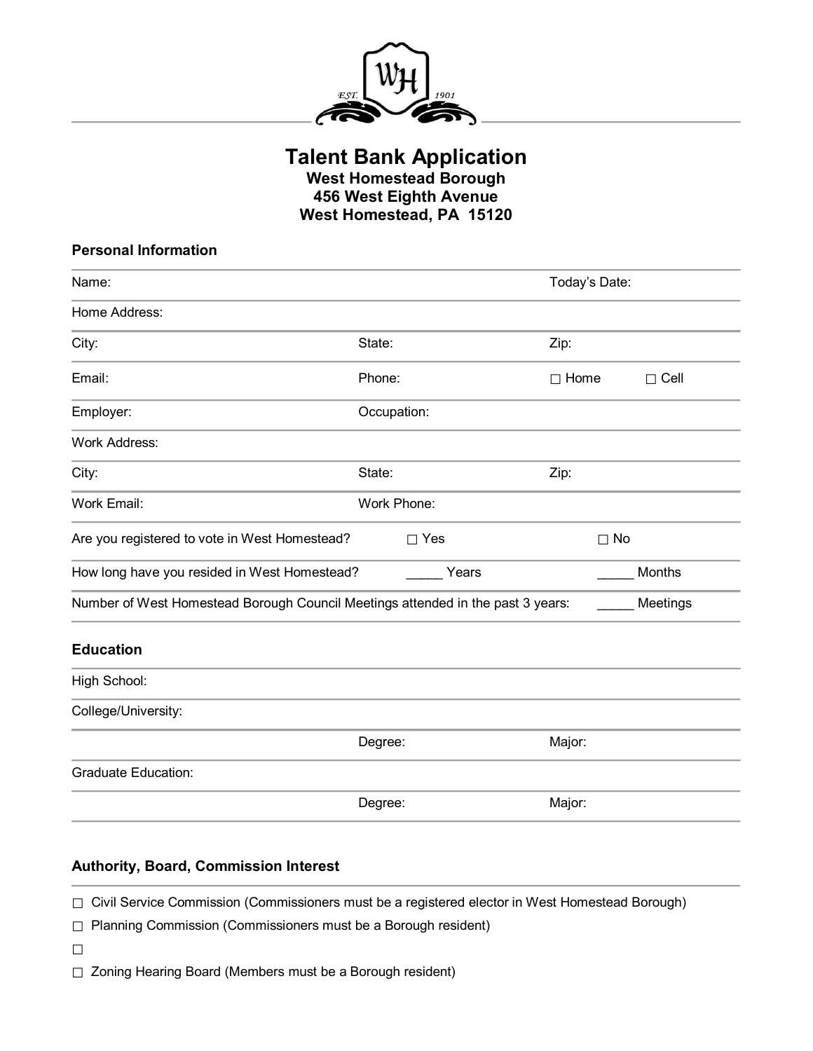# Talent Bank Application

**West Homestead Borough**
**456 West Eighth Avenue**
**West Homestead, PA 15120**

### Personal Information

| | | |
|---|---|---|
| Name: | | Today's Date: |
| Home Address: | | |
| City: | State: | Zip: |
| Email: | Phone: | ☐ Home ☐ Cell |
| Employer: | Occupation: | |
| Work Address: | | |
| City: | State: | Zip: |
| Work Email: | Work Phone: | |

Are you registered to vote in West Homestead? ☐ Yes ☐ No

How long have you resided in West Homestead? _____ Years _____ Months

Number of West Homestead Borough Council Meetings attended in the past 3 years: _____ Meetings

### Education

| | | |
|---|---|---|
| High School: | | |
| College/University: | | |
| | Degree: | Major: |
| Graduate Education: | | |
| | Degree: | Major: |

### Authority, Board, Commission Interest

☐ Civil Service Commission (Commissioners must be a registered elector in West Homestead Borough)

☐ Planning Commission (Commissioners must be a Borough resident)

☐

☐ Zoning Hearing Board (Members must be a Borough resident)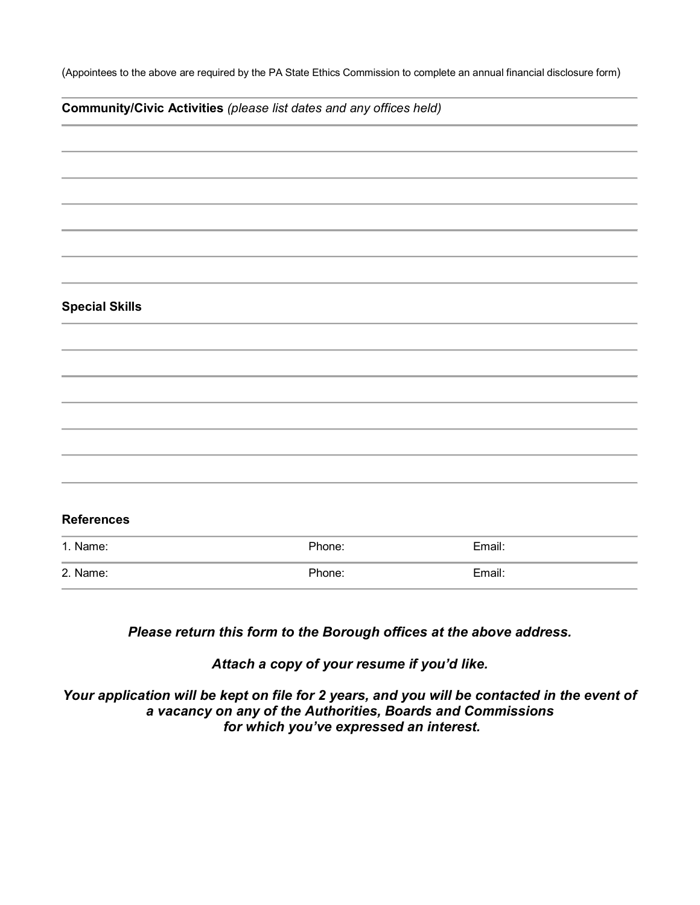(Appointees to the above are required by the PA State Ethics Commission to complete an annual financial disclosure form)

**Community/Civic Activities** *(please list dates and any offices held)*

**Special Skills**

**References**

| | | |
|---|---|---|
| 1. Name: | Phone: | Email: |
| 2. Name: | Phone: | Email: |

***Please return this form to the Borough offices at the above address.***

***Attach a copy of your resume if you'd like.***

***Your application will be kept on file for 2 years, and you will be contacted in the event of a vacancy on any of the Authorities, Boards and Commissions for which you've expressed an interest.***